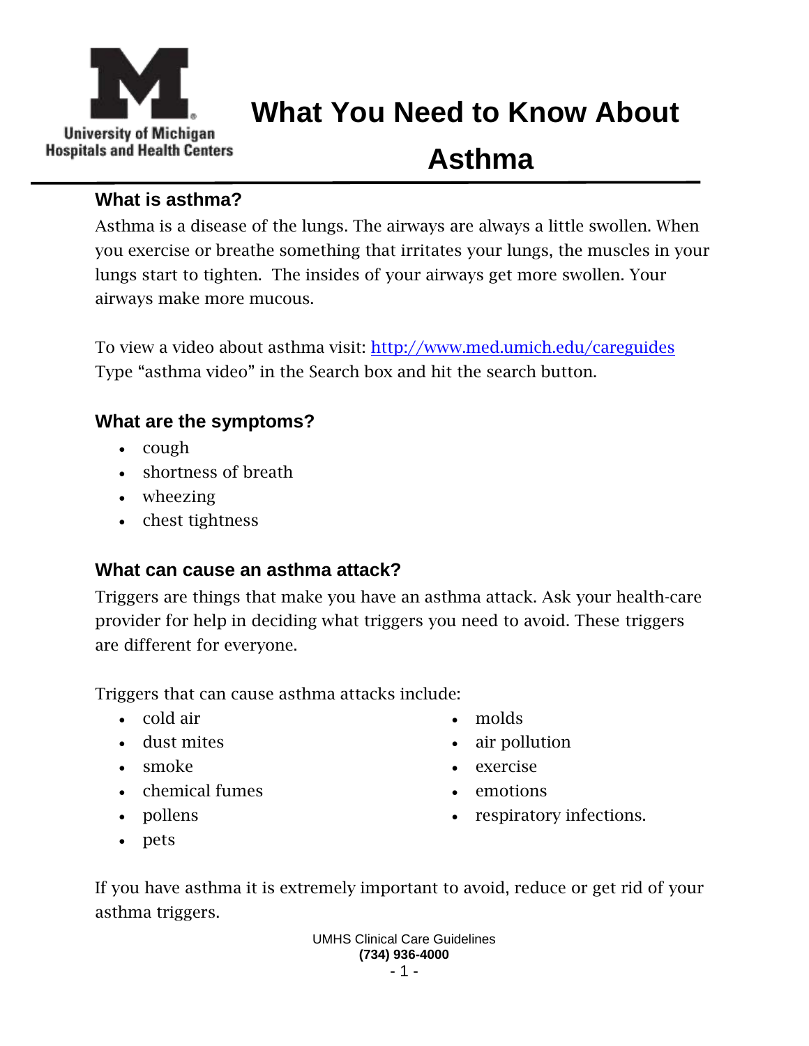University of Michigan Hospitals and Health Centers

# What You Need to Know About Asthma

## What is asthma?

Asthma is a disease of the lungs. The airways are always a little swollen. When you exercise or breathe something that irritates your lungs, the muscles in your lungs start to tighten. The insides of your airways get more swollen. Your airways make more mucous.

To view a video about asthma visit: [http://www.med.umich.edu/careguides](http://www.med.umich.edu/careguides) Type "asthma video" in the Search box and hit the search button.

## What are the symptoms?

- cough
- shortness of breath
- wheezing
- chest tightness

## What can cause an asthma attack?

Triggers are things that make you have an asthma attack. Ask your health-care provider for help in deciding what triggers you need to avoid. These triggers are different for everyone.

Triggers that can cause asthma attacks include:

- cold air
- dust mites
- smoke
- chemical fumes
- pollens
- pets
- molds
- air pollution
- exercise
- emotions
- respiratory infections.

If you have asthma it is extremely important to avoid, reduce or get rid of your asthma triggers.

UMHS Clinical Care Guidelines
**(734) 936-4000**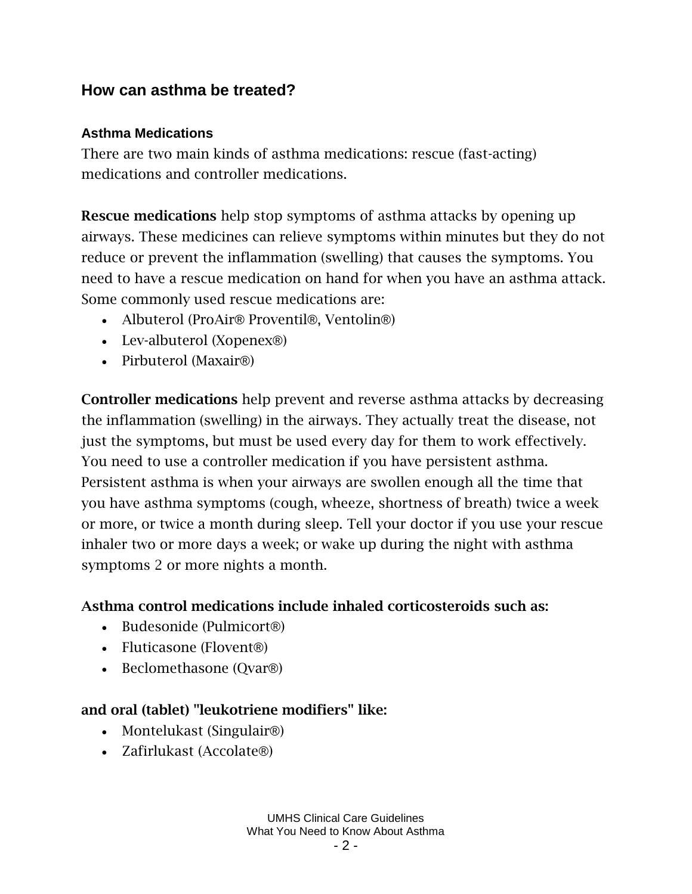## How can asthma be treated?

### Asthma Medications

There are two main kinds of asthma medications: rescue (fast-acting) medications and controller medications.

**Rescue medications** help stop symptoms of asthma attacks by opening up airways. These medicines can relieve symptoms within minutes but they do not reduce or prevent the inflammation (swelling) that causes the symptoms. You need to have a rescue medication on hand for when you have an asthma attack. Some commonly used rescue medications are:

- Albuterol (ProAir® Proventil®, Ventolin®)
- Lev-albuterol (Xopenex®)
- Pirbuterol (Maxair®)

**Controller medications** help prevent and reverse asthma attacks by decreasing the inflammation (swelling) in the airways. They actually treat the disease, not just the symptoms, but must be used every day for them to work effectively. You need to use a controller medication if you have persistent asthma. Persistent asthma is when your airways are swollen enough all the time that you have asthma symptoms (cough, wheeze, shortness of breath) twice a week or more, or twice a month during sleep. Tell your doctor if you use your rescue inhaler two or more days a week; or wake up during the night with asthma symptoms 2 or more nights a month.

**Asthma control medications include inhaled corticosteroids such as:**

- Budesonide (Pulmicort®)
- Fluticasone (Flovent®)
- Beclomethasone (Qvar®)

**and oral (tablet) "leukotriene modifiers" like:**

- Montelukast (Singulair®)
- Zafirlukast (Accolate®)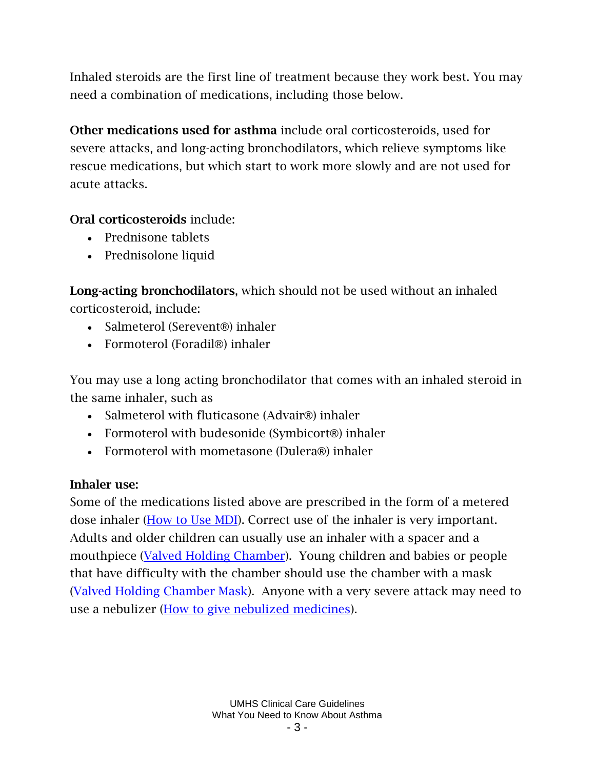Inhaled steroids are the first line of treatment because they work best. You may need a combination of medications, including those below.

**Other medications used for asthma** include oral corticosteroids, used for severe attacks, and long-acting bronchodilators, which relieve symptoms like rescue medications, but which start to work more slowly and are not used for acute attacks.

**Oral corticosteroids** include:

- Prednisone tablets
- Prednisolone liquid

**Long-acting bronchodilators**, which should not be used without an inhaled corticosteroid, include:

- Salmeterol (Serevent®) inhaler
- Formoterol (Foradil®) inhaler

You may use a long acting bronchodilator that comes with an inhaled steroid in the same inhaler, such as

- Salmeterol with fluticasone (Advair®) inhaler
- Formoterol with budesonide (Symbicort®) inhaler
- Formoterol with mometasone (Dulera®) inhaler

**Inhaler use:**

Some of the medications listed above are prescribed in the form of a metered dose inhaler (How to Use MDI). Correct use of the inhaler is very important. Adults and older children can usually use an inhaler with a spacer and a mouthpiece (Valved Holding Chamber). Young children and babies or people that have difficulty with the chamber should use the chamber with a mask (Valved Holding Chamber Mask). Anyone with a very severe attack may need to use a nebulizer (How to give nebulized medicines).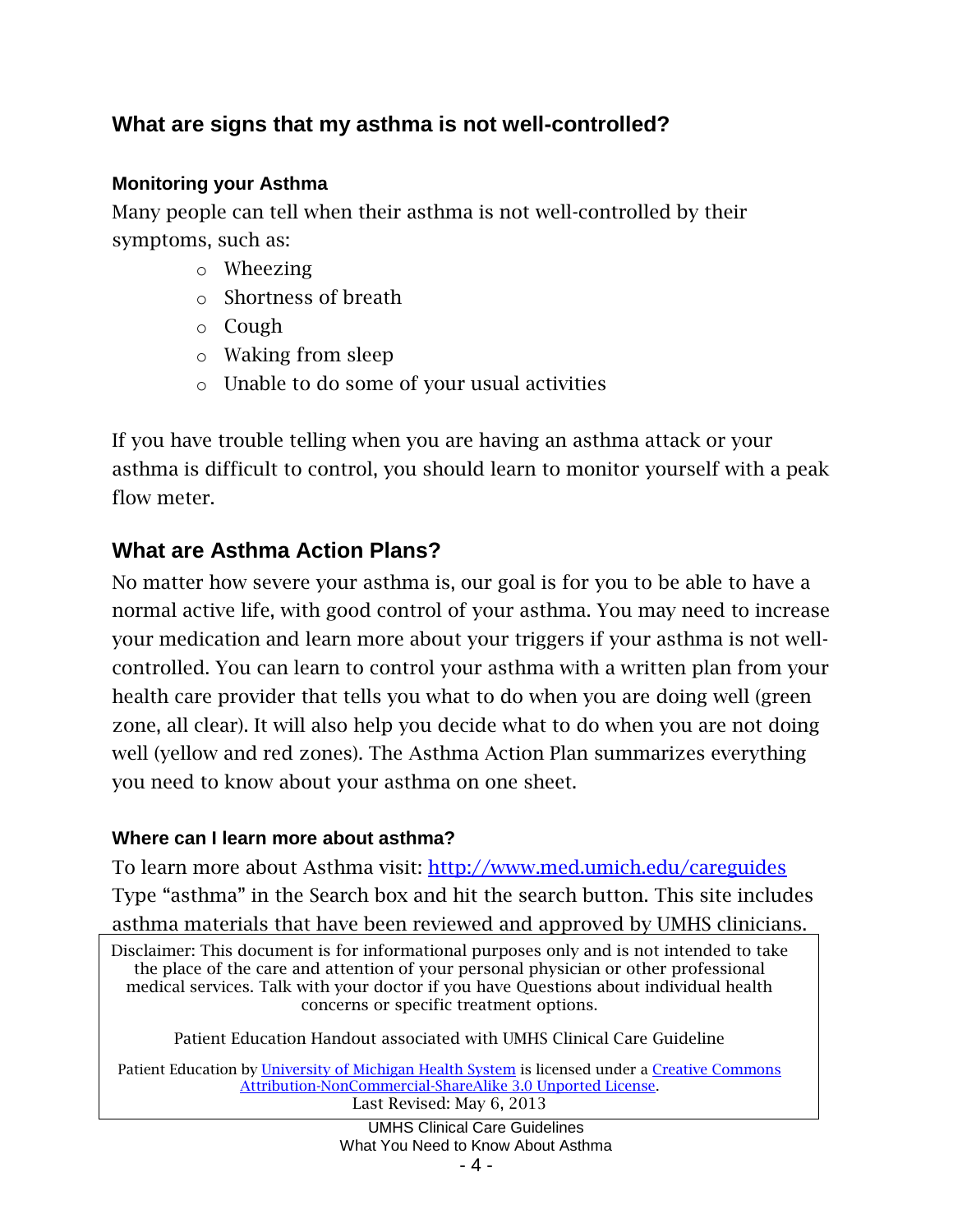## What are signs that my asthma is not well-controlled?

### Monitoring your Asthma

Many people can tell when their asthma is not well-controlled by their symptoms, such as:

- Wheezing
- Shortness of breath
- Cough
- Waking from sleep
- Unable to do some of your usual activities

If you have trouble telling when you are having an asthma attack or your asthma is difficult to control, you should learn to monitor yourself with a peak flow meter.

## What are Asthma Action Plans?

No matter how severe your asthma is, our goal is for you to be able to have a normal active life, with good control of your asthma. You may need to increase your medication and learn more about your triggers if your asthma is not well-controlled. You can learn to control your asthma with a written plan from your health care provider that tells you what to do when you are doing well (green zone, all clear). It will also help you decide what to do when you are not doing well (yellow and red zones). The Asthma Action Plan summarizes everything you need to know about your asthma on one sheet.

### Where can I learn more about asthma?

To learn more about Asthma visit: http://www.med.umich.edu/careguides
Type "asthma" in the Search box and hit the search button. This site includes asthma materials that have been reviewed and approved by UMHS clinicians.

Disclaimer: This document is for informational purposes only and is not intended to take the place of the care and attention of your personal physician or other professional medical services. Talk with your doctor if you have Questions about individual health concerns or specific treatment options.

Patient Education Handout associated with UMHS Clinical Care Guideline

Patient Education by University of Michigan Health System is licensed under a Creative Commons Attribution-NonCommercial-ShareAlike 3.0 Unported License.
Last Revised: May 6, 2013